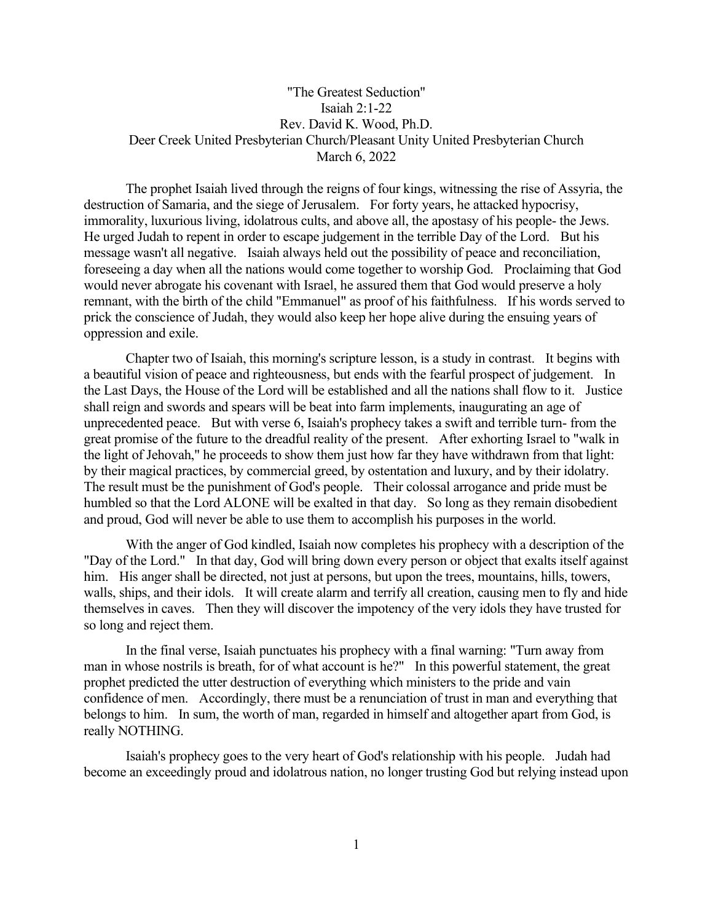# "The Greatest Seduction"

Isaiah 2:1-22

Rev. David K. Wood, Ph.D.

Deer Creek United Presbyterian Church/Pleasant Unity United Presbyterian Church

March 6, 2022

The prophet Isaiah lived through the reigns of four kings, witnessing the rise of Assyria, the destruction of Samaria, and the siege of Jerusalem. For forty years, he attacked hypocrisy, immorality, luxurious living, idolatrous cults, and above all, the apostasy of his people- the Jews. He urged Judah to repent in order to escape judgement in the terrible Day of the Lord. But his message wasn't all negative. Isaiah always held out the possibility of peace and reconciliation, foreseeing a day when all the nations would come together to worship God. Proclaiming that God would never abrogate his covenant with Israel, he assured them that God would preserve a holy remnant, with the birth of the child "Emmanuel" as proof of his faithfulness. If his words served to prick the conscience of Judah, they would also keep her hope alive during the ensuing years of oppression and exile.

Chapter two of Isaiah, this morning's scripture lesson, is a study in contrast. It begins with a beautiful vision of peace and righteousness, but ends with the fearful prospect of judgement. In the Last Days, the House of the Lord will be established and all the nations shall flow to it. Justice shall reign and swords and spears will be beat into farm implements, inaugurating an age of unprecedented peace. But with verse 6, Isaiah's prophecy takes a swift and terrible turn- from the great promise of the future to the dreadful reality of the present. After exhorting Israel to "walk in the light of Jehovah," he proceeds to show them just how far they have withdrawn from that light: by their magical practices, by commercial greed, by ostentation and luxury, and by their idolatry. The result must be the punishment of God's people. Their colossal arrogance and pride must be humbled so that the Lord ALONE will be exalted in that day. So long as they remain disobedient and proud, God will never be able to use them to accomplish his purposes in the world.

With the anger of God kindled, Isaiah now completes his prophecy with a description of the "Day of the Lord." In that day, God will bring down every person or object that exalts itself against him. His anger shall be directed, not just at persons, but upon the trees, mountains, hills, towers, walls, ships, and their idols. It will create alarm and terrify all creation, causing men to fly and hide themselves in caves. Then they will discover the impotency of the very idols they have trusted for so long and reject them.

In the final verse, Isaiah punctuates his prophecy with a final warning: "Turn away from man in whose nostrils is breath, for of what account is he?" In this powerful statement, the great prophet predicted the utter destruction of everything which ministers to the pride and vain confidence of men. Accordingly, there must be a renunciation of trust in man and everything that belongs to him. In sum, the worth of man, regarded in himself and altogether apart from God, is really NOTHING.

Isaiah's prophecy goes to the very heart of God's relationship with his people. Judah had become an exceedingly proud and idolatrous nation, no longer trusting God but relying instead upon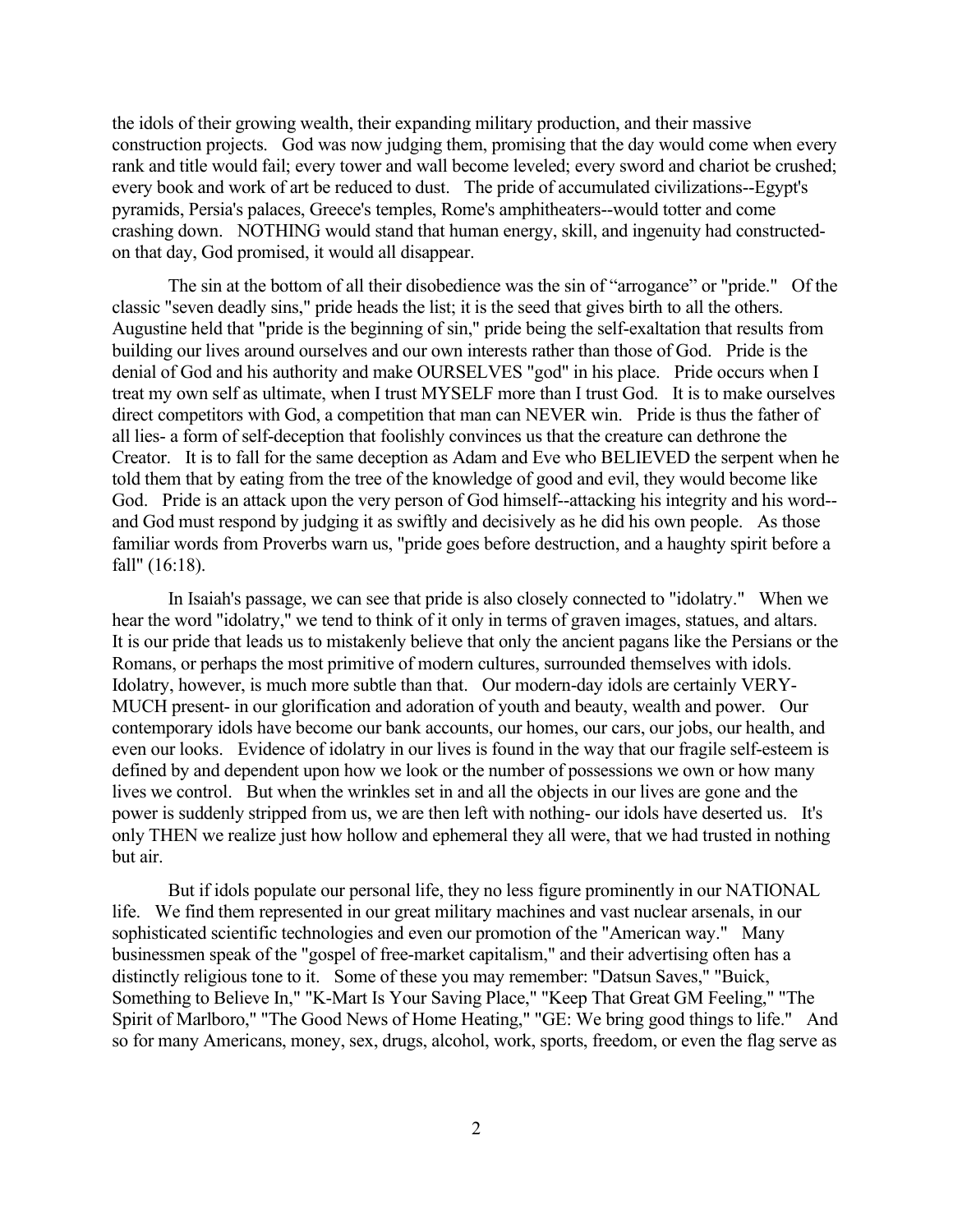the idols of their growing wealth, their expanding military production, and their massive construction projects. God was now judging them, promising that the day would come when every rank and title would fail; every tower and wall become leveled; every sword and chariot be crushed; every book and work of art be reduced to dust. The pride of accumulated civilizations--Egypt's pyramids, Persia's palaces, Greece's temples, Rome's amphitheaters--would totter and come crashing down. NOTHING would stand that human energy, skill, and ingenuity had constructed- on that day, God promised, it would all disappear.

The sin at the bottom of all their disobedience was the sin of "arrogance" or "pride." Of the classic "seven deadly sins," pride heads the list; it is the seed that gives birth to all the others. Augustine held that "pride is the beginning of sin," pride being the self-exaltation that results from building our lives around ourselves and our own interests rather than those of God. Pride is the denial of God and his authority and make OURSELVES "god" in his place. Pride occurs when I treat my own self as ultimate, when I trust MYSELF more than I trust God. It is to make ourselves direct competitors with God, a competition that man can NEVER win. Pride is thus the father of all lies- a form of self-deception that foolishly convinces us that the creature can dethrone the Creator. It is to fall for the same deception as Adam and Eve who BELIEVED the serpent when he told them that by eating from the tree of the knowledge of good and evil, they would become like God. Pride is an attack upon the very person of God himself--attacking his integrity and his word--and God must respond by judging it as swiftly and decisively as he did his own people. As those familiar words from Proverbs warn us, "pride goes before destruction, and a haughty spirit before a fall" (16:18).

In Isaiah's passage, we can see that pride is also closely connected to "idolatry." When we hear the word "idolatry," we tend to think of it only in terms of graven images, statues, and altars. It is our pride that leads us to mistakenly believe that only the ancient pagans like the Persians or the Romans, or perhaps the most primitive of modern cultures, surrounded themselves with idols. Idolatry, however, is much more subtle than that. Our modern-day idols are certainly VERY-MUCH present- in our glorification and adoration of youth and beauty, wealth and power. Our contemporary idols have become our bank accounts, our homes, our cars, our jobs, our health, and even our looks. Evidence of idolatry in our lives is found in the way that our fragile self-esteem is defined by and dependent upon how we look or the number of possessions we own or how many lives we control. But when the wrinkles set in and all the objects in our lives are gone and the power is suddenly stripped from us, we are then left with nothing- our idols have deserted us. It's only THEN we realize just how hollow and ephemeral they all were, that we had trusted in nothing but air.

But if idols populate our personal life, they no less figure prominently in our NATIONAL life. We find them represented in our great military machines and vast nuclear arsenals, in our sophisticated scientific technologies and even our promotion of the "American way." Many businessmen speak of the "gospel of free-market capitalism," and their advertising often has a distinctly religious tone to it. Some of these you may remember: "Datsun Saves," "Buick, Something to Believe In," "K-Mart Is Your Saving Place," "Keep That Great GM Feeling," "The Spirit of Marlboro," "The Good News of Home Heating," "GE: We bring good things to life." And so for many Americans, money, sex, drugs, alcohol, work, sports, freedom, or even the flag serve as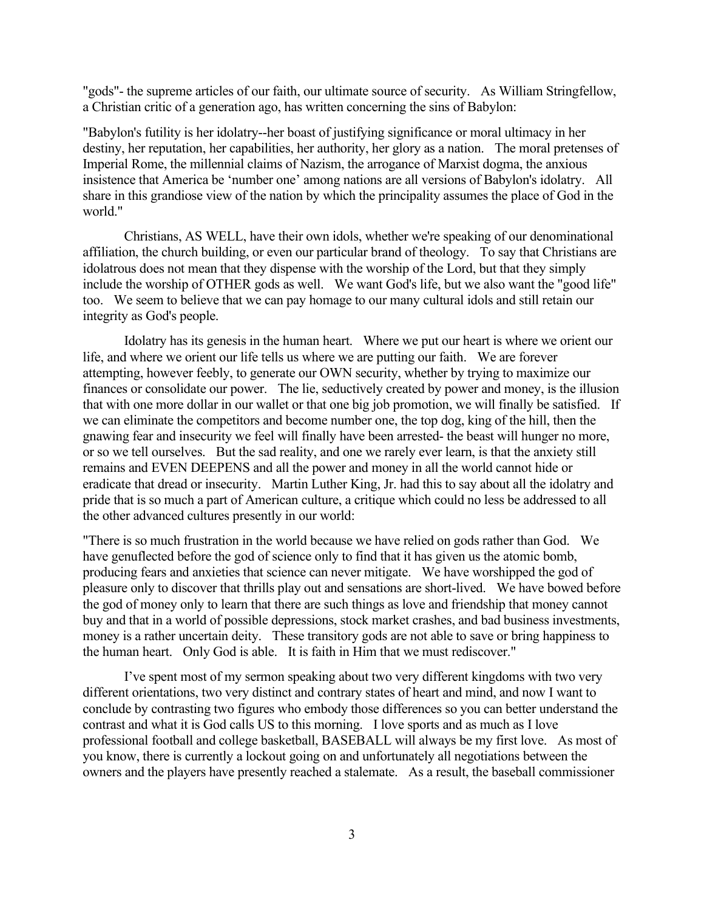"gods"- the supreme articles of our faith, our ultimate source of security. As William Stringfellow, a Christian critic of a generation ago, has written concerning the sins of Babylon:

"Babylon's futility is her idolatry--her boast of justifying significance or moral ultimacy in her destiny, her reputation, her capabilities, her authority, her glory as a nation. The moral pretenses of Imperial Rome, the millennial claims of Nazism, the arrogance of Marxist dogma, the anxious insistence that America be 'number one' among nations are all versions of Babylon's idolatry. All share in this grandiose view of the nation by which the principality assumes the place of God in the world."

Christians, AS WELL, have their own idols, whether we're speaking of our denominational affiliation, the church building, or even our particular brand of theology. To say that Christians are idolatrous does not mean that they dispense with the worship of the Lord, but that they simply include the worship of OTHER gods as well. We want God's life, but we also want the "good life" too. We seem to believe that we can pay homage to our many cultural idols and still retain our integrity as God's people.

Idolatry has its genesis in the human heart. Where we put our heart is where we orient our life, and where we orient our life tells us where we are putting our faith. We are forever attempting, however feebly, to generate our OWN security, whether by trying to maximize our finances or consolidate our power. The lie, seductively created by power and money, is the illusion that with one more dollar in our wallet or that one big job promotion, we will finally be satisfied. If we can eliminate the competitors and become number one, the top dog, king of the hill, then the gnawing fear and insecurity we feel will finally have been arrested- the beast will hunger no more, or so we tell ourselves. But the sad reality, and one we rarely ever learn, is that the anxiety still remains and EVEN DEEPENS and all the power and money in all the world cannot hide or eradicate that dread or insecurity. Martin Luther King, Jr. had this to say about all the idolatry and pride that is so much a part of American culture, a critique which could no less be addressed to all the other advanced cultures presently in our world:

"There is so much frustration in the world because we have relied on gods rather than God. We have genuflected before the god of science only to find that it has given us the atomic bomb, producing fears and anxieties that science can never mitigate. We have worshipped the god of pleasure only to discover that thrills play out and sensations are short-lived. We have bowed before the god of money only to learn that there are such things as love and friendship that money cannot buy and that in a world of possible depressions, stock market crashes, and bad business investments, money is a rather uncertain deity. These transitory gods are not able to save or bring happiness to the human heart. Only God is able. It is faith in Him that we must rediscover."

I've spent most of my sermon speaking about two very different kingdoms with two very different orientations, two very distinct and contrary states of heart and mind, and now I want to conclude by contrasting two figures who embody those differences so you can better understand the contrast and what it is God calls US to this morning. I love sports and as much as I love professional football and college basketball, BASEBALL will always be my first love. As most of you know, there is currently a lockout going on and unfortunately all negotiations between the owners and the players have presently reached a stalemate. As a result, the baseball commissioner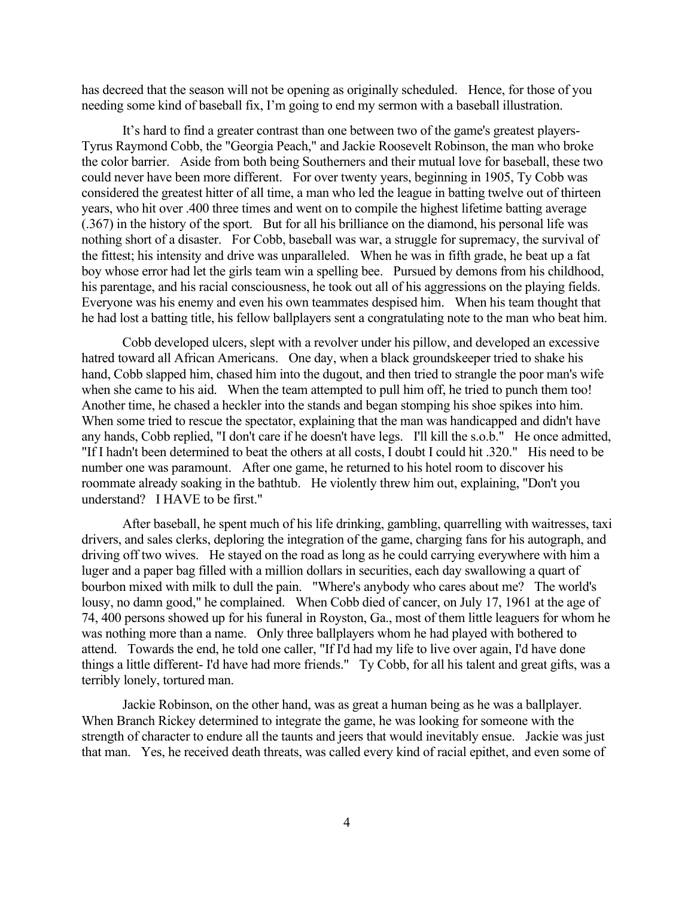has decreed that the season will not be opening as originally scheduled. Hence, for those of you needing some kind of baseball fix, I'm going to end my sermon with a baseball illustration.

It's hard to find a greater contrast than one between two of the game's greatest players- Tyrus Raymond Cobb, the "Georgia Peach," and Jackie Roosevelt Robinson, the man who broke the color barrier. Aside from both being Southerners and their mutual love for baseball, these two could never have been more different. For over twenty years, beginning in 1905, Ty Cobb was considered the greatest hitter of all time, a man who led the league in batting twelve out of thirteen years, who hit over .400 three times and went on to compile the highest lifetime batting average (.367) in the history of the sport. But for all his brilliance on the diamond, his personal life was nothing short of a disaster. For Cobb, baseball was war, a struggle for supremacy, the survival of the fittest; his intensity and drive was unparalleled. When he was in fifth grade, he beat up a fat boy whose error had let the girls team win a spelling bee. Pursued by demons from his childhood, his parentage, and his racial consciousness, he took out all of his aggressions on the playing fields. Everyone was his enemy and even his own teammates despised him. When his team thought that he had lost a batting title, his fellow ballplayers sent a congratulating note to the man who beat him.

Cobb developed ulcers, slept with a revolver under his pillow, and developed an excessive hatred toward all African Americans. One day, when a black groundskeeper tried to shake his hand, Cobb slapped him, chased him into the dugout, and then tried to strangle the poor man's wife when she came to his aid. When the team attempted to pull him off, he tried to punch them too! Another time, he chased a heckler into the stands and began stomping his shoe spikes into him. When some tried to rescue the spectator, explaining that the man was handicapped and didn't have any hands, Cobb replied, "I don't care if he doesn't have legs. I'll kill the s.o.b." He once admitted, "If I hadn't been determined to beat the others at all costs, I doubt I could hit .320." His need to be number one was paramount. After one game, he returned to his hotel room to discover his roommate already soaking in the bathtub. He violently threw him out, explaining, "Don't you understand? I HAVE to be first."

After baseball, he spent much of his life drinking, gambling, quarrelling with waitresses, taxi drivers, and sales clerks, deploring the integration of the game, charging fans for his autograph, and driving off two wives. He stayed on the road as long as he could carrying everywhere with him a luger and a paper bag filled with a million dollars in securities, each day swallowing a quart of bourbon mixed with milk to dull the pain. "Where's anybody who cares about me? The world's lousy, no damn good," he complained. When Cobb died of cancer, on July 17, 1961 at the age of 74, 400 persons showed up for his funeral in Royston, Ga., most of them little leaguers for whom he was nothing more than a name. Only three ballplayers whom he had played with bothered to attend. Towards the end, he told one caller, "If I'd had my life to live over again, I'd have done things a little different- I'd have had more friends." Ty Cobb, for all his talent and great gifts, was a terribly lonely, tortured man.

Jackie Robinson, on the other hand, was as great a human being as he was a ballplayer. When Branch Rickey determined to integrate the game, he was looking for someone with the strength of character to endure all the taunts and jeers that would inevitably ensue. Jackie was just that man. Yes, he received death threats, was called every kind of racial epithet, and even some of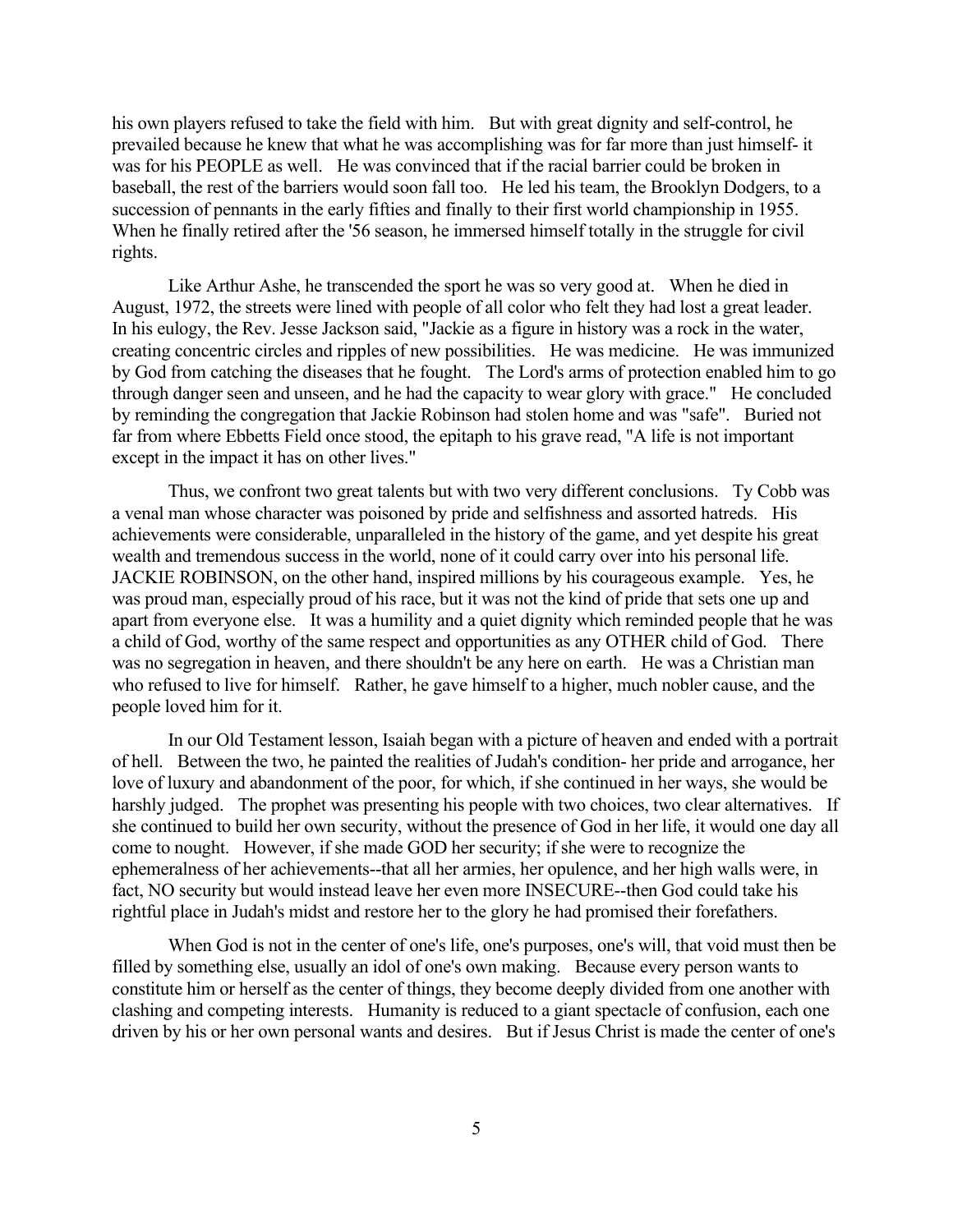his own players refused to take the field with him. But with great dignity and self-control, he prevailed because he knew that what he was accomplishing was for far more than just himself- it was for his PEOPLE as well. He was convinced that if the racial barrier could be broken in baseball, the rest of the barriers would soon fall too. He led his team, the Brooklyn Dodgers, to a succession of pennants in the early fifties and finally to their first world championship in 1955. When he finally retired after the '56 season, he immersed himself totally in the struggle for civil rights.

Like Arthur Ashe, he transcended the sport he was so very good at. When he died in August, 1972, the streets were lined with people of all color who felt they had lost a great leader. In his eulogy, the Rev. Jesse Jackson said, "Jackie as a figure in history was a rock in the water, creating concentric circles and ripples of new possibilities. He was medicine. He was immunized by God from catching the diseases that he fought. The Lord's arms of protection enabled him to go through danger seen and unseen, and he had the capacity to wear glory with grace." He concluded by reminding the congregation that Jackie Robinson had stolen home and was "safe". Buried not far from where Ebbetts Field once stood, the epitaph to his grave read, "A life is not important except in the impact it has on other lives."

Thus, we confront two great talents but with two very different conclusions. Ty Cobb was a venal man whose character was poisoned by pride and selfishness and assorted hatreds. His achievements were considerable, unparalleled in the history of the game, and yet despite his great wealth and tremendous success in the world, none of it could carry over into his personal life. JACKIE ROBINSON, on the other hand, inspired millions by his courageous example. Yes, he was proud man, especially proud of his race, but it was not the kind of pride that sets one up and apart from everyone else. It was a humility and a quiet dignity which reminded people that he was a child of God, worthy of the same respect and opportunities as any OTHER child of God. There was no segregation in heaven, and there shouldn't be any here on earth. He was a Christian man who refused to live for himself. Rather, he gave himself to a higher, much nobler cause, and the people loved him for it.

In our Old Testament lesson, Isaiah began with a picture of heaven and ended with a portrait of hell. Between the two, he painted the realities of Judah's condition- her pride and arrogance, her love of luxury and abandonment of the poor, for which, if she continued in her ways, she would be harshly judged. The prophet was presenting his people with two choices, two clear alternatives. If she continued to build her own security, without the presence of God in her life, it would one day all come to nought. However, if she made GOD her security; if she were to recognize the ephemeralness of her achievements--that all her armies, her opulence, and her high walls were, in fact, NO security but would instead leave her even more INSECURE--then God could take his rightful place in Judah's midst and restore her to the glory he had promised their forefathers.

When God is not in the center of one's life, one's purposes, one's will, that void must then be filled by something else, usually an idol of one's own making. Because every person wants to constitute him or herself as the center of things, they become deeply divided from one another with clashing and competing interests. Humanity is reduced to a giant spectacle of confusion, each one driven by his or her own personal wants and desires. But if Jesus Christ is made the center of one's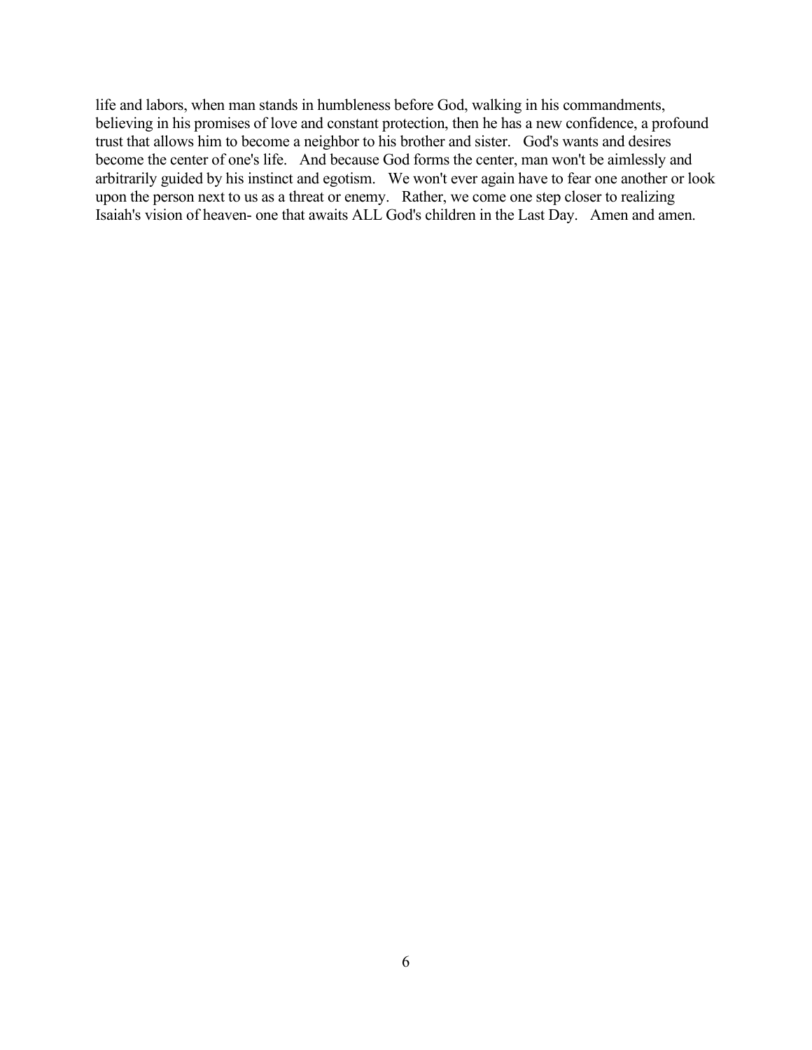life and labors, when man stands in humbleness before God, walking in his commandments, believing in his promises of love and constant protection, then he has a new confidence, a profound trust that allows him to become a neighbor to his brother and sister. God's wants and desires become the center of one's life. And because God forms the center, man won't be aimlessly and arbitrarily guided by his instinct and egotism. We won't ever again have to fear one another or look upon the person next to us as a threat or enemy. Rather, we come one step closer to realizing Isaiah's vision of heaven- one that awaits ALL God's children in the Last Day. Amen and amen.